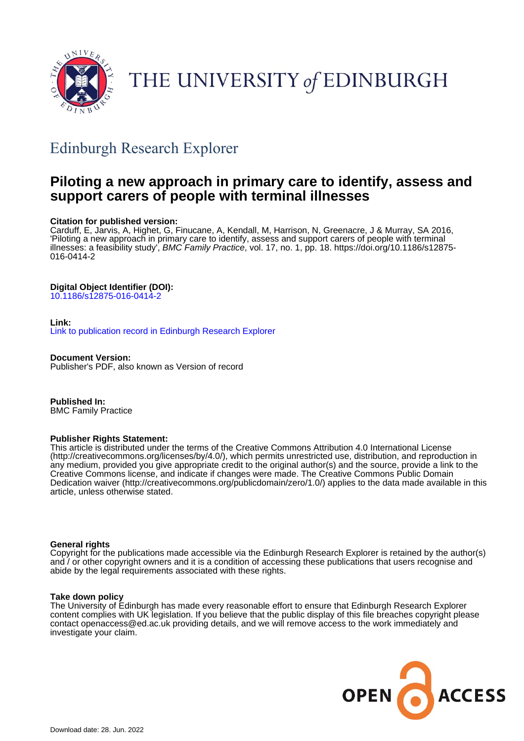THE UNIVERSITY of EDINBURGH

## Edinburgh Research Explorer

# Piloting a new approach in primary care to identify, assess and support carers of people with terminal illnesses

**Citation for published version:**
Carduff, E, Jarvis, A, Highet, G, Finucane, A, Kendall, M, Harrison, N, Greenacre, J & Murray, SA 2016, 'Piloting a new approach in primary care to identify, assess and support carers of people with terminal illnesses: a feasibility study', *BMC Family Practice*, vol. 17, no. 1, pp. 18. https://doi.org/10.1186/s12875-016-0414-2

**Digital Object Identifier (DOI):**
10.1186/s12875-016-0414-2

**Link:**
Link to publication record in Edinburgh Research Explorer

**Document Version:**
Publisher's PDF, also known as Version of record

**Published In:**
BMC Family Practice

**Publisher Rights Statement:**
This article is distributed under the terms of the Creative Commons Attribution 4.0 International License (http://creativecommons.org/licenses/by/4.0/), which permits unrestricted use, distribution, and reproduction in any medium, provided you give appropriate credit to the original author(s) and the source, provide a link to the Creative Commons license, and indicate if changes were made. The Creative Commons Public Domain Dedication waiver (http://creativecommons.org/publicdomain/zero/1.0/) applies to the data made available in this article, unless otherwise stated.

**General rights**
Copyright for the publications made accessible via the Edinburgh Research Explorer is retained by the author(s) and / or other copyright owners and it is a condition of accessing these publications that users recognise and abide by the legal requirements associated with these rights.

**Take down policy**
The University of Edinburgh has made every reasonable effort to ensure that Edinburgh Research Explorer content complies with UK legislation. If you believe that the public display of this file breaches copyright please contact openaccess@ed.ac.uk providing details, and we will remove access to the work immediately and investigate your claim.

Download date: 28. Jun. 2022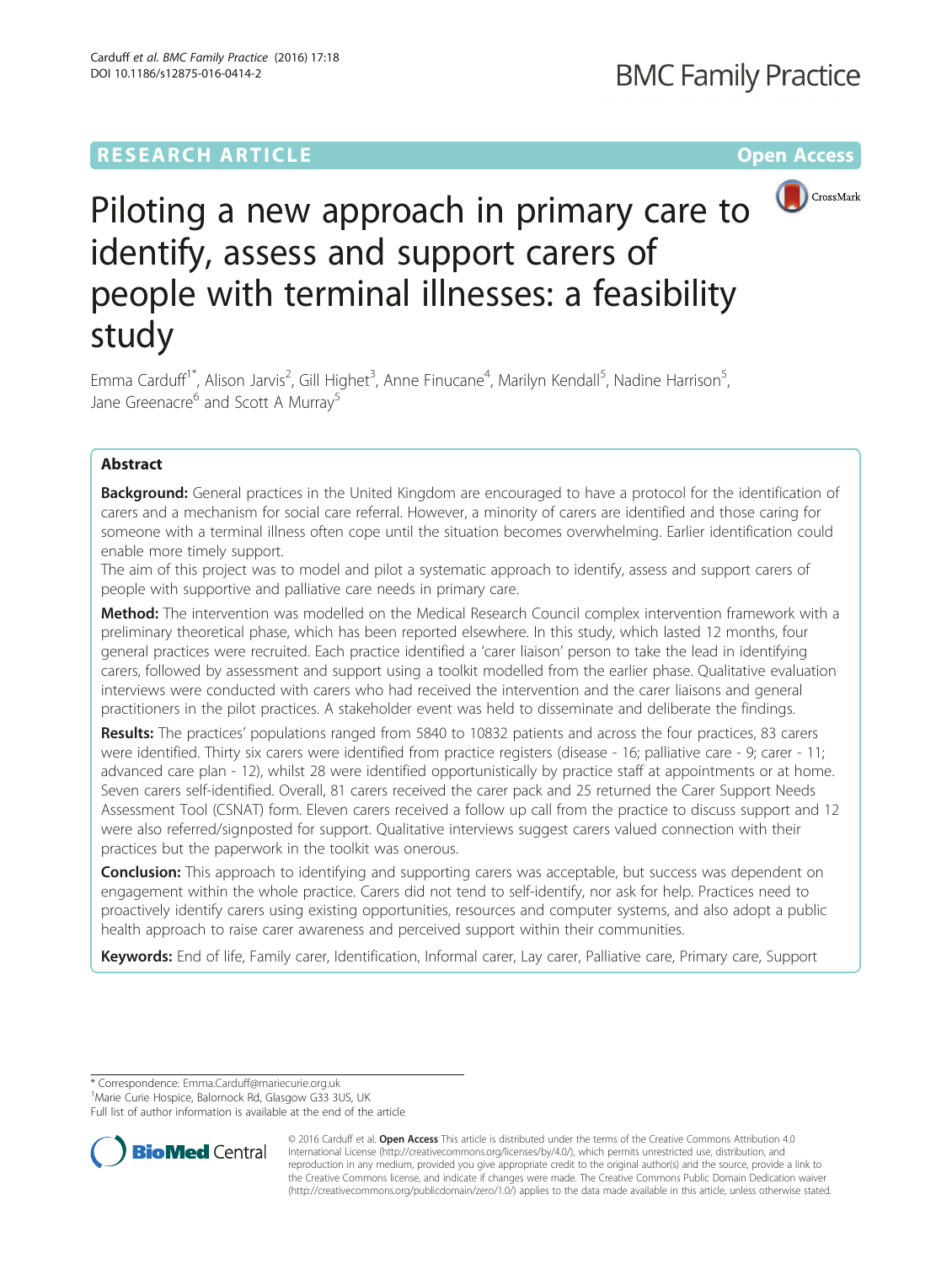# Piloting a new approach in primary care to identify, assess and support carers of people with terminal illnesses: a feasibility study

Emma Carduff[1*], Alison Jarvis[2], Gill Highet[3], Anne Finucane[4], Marilyn Kendall[5], Nadine Harrison[5], Jane Greenacre[6] and Scott A Murray[5]

## Abstract

**Background:** General practices in the United Kingdom are encouraged to have a protocol for the identification of carers and a mechanism for social care referral. However, a minority of carers are identified and those caring for someone with a terminal illness often cope until the situation becomes overwhelming. Earlier identification could enable more timely support.

The aim of this project was to model and pilot a systematic approach to identify, assess and support carers of people with supportive and palliative care needs in primary care.

**Method:** The intervention was modelled on the Medical Research Council complex intervention framework with a preliminary theoretical phase, which has been reported elsewhere. In this study, which lasted 12 months, four general practices were recruited. Each practice identified a 'carer liaison' person to take the lead in identifying carers, followed by assessment and support using a toolkit modelled from the earlier phase. Qualitative evaluation interviews were conducted with carers who had received the intervention and the carer liaisons and general practitioners in the pilot practices. A stakeholder event was held to disseminate and deliberate the findings.

**Results:** The practices' populations ranged from 5840 to 10832 patients and across the four practices, 83 carers were identified. Thirty six carers were identified from practice registers (disease - 16; palliative care - 9; carer - 11; advanced care plan - 12), whilst 28 were identified opportunistically by practice staff at appointments or at home. Seven carers self-identified. Overall, 81 carers received the carer pack and 25 returned the Carer Support Needs Assessment Tool (CSNAT) form. Eleven carers received a follow up call from the practice to discuss support and 12 were also referred/signposted for support. Qualitative interviews suggest carers valued connection with their practices but the paperwork in the toolkit was onerous.

**Conclusion:** This approach to identifying and supporting carers was acceptable, but success was dependent on engagement within the whole practice. Carers did not tend to self-identify, nor ask for help. Practices need to proactively identify carers using existing opportunities, resources and computer systems, and also adopt a public health approach to raise carer awareness and perceived support within their communities.

**Keywords:** End of life, Family carer, Identification, Informal carer, Lay carer, Palliative care, Primary care, Support

\* Correspondence: Emma.Carduff@mariecurie.org.uk
[1]Marie Curie Hospice, Balornock Rd, Glasgow G33 3US, UK
Full list of author information is available at the end of the article

© 2016 Carduff et al. **Open Access** This article is distributed under the terms of the Creative Commons Attribution 4.0 International License (http://creativecommons.org/licenses/by/4.0/), which permits unrestricted use, distribution, and reproduction in any medium, provided you give appropriate credit to the original author(s) and the source, provide a link to the Creative Commons license, and indicate if changes were made. The Creative Commons Public Domain Dedication waiver (http://creativecommons.org/publicdomain/zero/1.0/) applies to the data made available in this article, unless otherwise stated.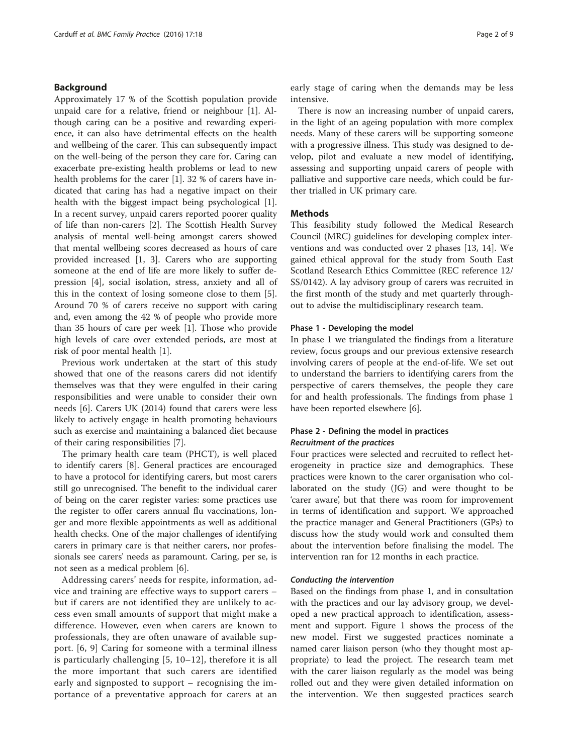## Background

Approximately 17 % of the Scottish population provide unpaid care for a relative, friend or neighbour [1]. Although caring can be a positive and rewarding experience, it can also have detrimental effects on the health and wellbeing of the carer. This can subsequently impact on the well-being of the person they care for. Caring can exacerbate pre-existing health problems or lead to new health problems for the carer [1]. 32 % of carers have indicated that caring has had a negative impact on their health with the biggest impact being psychological [1]. In a recent survey, unpaid carers reported poorer quality of life than non-carers [2]. The Scottish Health Survey analysis of mental well-being amongst carers showed that mental wellbeing scores decreased as hours of care provided increased [1, 3]. Carers who are supporting someone at the end of life are more likely to suffer depression [4], social isolation, stress, anxiety and all of this in the context of losing someone close to them [5]. Around 70 % of carers receive no support with caring and, even among the 42 % of people who provide more than 35 hours of care per week [1]. Those who provide high levels of care over extended periods, are most at risk of poor mental health [1].

Previous work undertaken at the start of this study showed that one of the reasons carers did not identify themselves was that they were engulfed in their caring responsibilities and were unable to consider their own needs [6]. Carers UK (2014) found that carers were less likely to actively engage in health promoting behaviours such as exercise and maintaining a balanced diet because of their caring responsibilities [7].

The primary health care team (PHCT), is well placed to identify carers [8]. General practices are encouraged to have a protocol for identifying carers, but most carers still go unrecognised. The benefit to the individual carer of being on the carer register varies: some practices use the register to offer carers annual flu vaccinations, longer and more flexible appointments as well as additional health checks. One of the major challenges of identifying carers in primary care is that neither carers, nor professionals see carers' needs as paramount. Caring, per se, is not seen as a medical problem [6].

Addressing carers' needs for respite, information, advice and training are effective ways to support carers – but if carers are not identified they are unlikely to access even small amounts of support that might make a difference. However, even when carers are known to professionals, they are often unaware of available support. [6, 9] Caring for someone with a terminal illness is particularly challenging [5, 10–12], therefore it is all the more important that such carers are identified early and signposted to support – recognising the importance of a preventative approach for carers at an early stage of caring when the demands may be less intensive.

There is now an increasing number of unpaid carers, in the light of an ageing population with more complex needs. Many of these carers will be supporting someone with a progressive illness. This study was designed to develop, pilot and evaluate a new model of identifying, assessing and supporting unpaid carers of people with palliative and supportive care needs, which could be further trialled in UK primary care.

## Methods

This feasibility study followed the Medical Research Council (MRC) guidelines for developing complex interventions and was conducted over 2 phases [13, 14]. We gained ethical approval for the study from South East Scotland Research Ethics Committee (REC reference 12/SS/0142). A lay advisory group of carers was recruited in the first month of the study and met quarterly throughout to advise the multidisciplinary research team.

### Phase 1 - Developing the model

In phase 1 we triangulated the findings from a literature review, focus groups and our previous extensive research involving carers of people at the end-of-life. We set out to understand the barriers to identifying carers from the perspective of carers themselves, the people they care for and health professionals. The findings from phase 1 have been reported elsewhere [6].

### Phase 2 - Defining the model in practices

#### *Recruitment of the practices*

Four practices were selected and recruited to reflect heterogeneity in practice size and demographics. These practices were known to the carer organisation who collaborated on the study (JG) and were thought to be 'carer aware', but that there was room for improvement in terms of identification and support. We approached the practice manager and General Practitioners (GPs) to discuss how the study would work and consulted them about the intervention before finalising the model. The intervention ran for 12 months in each practice.

#### *Conducting the intervention*

Based on the findings from phase 1, and in consultation with the practices and our lay advisory group, we developed a new practical approach to identification, assessment and support. Figure 1 shows the process of the new model. First we suggested practices nominate a named carer liaison person (who they thought most appropriate) to lead the project. The research team met with the carer liaison regularly as the model was being rolled out and they were given detailed information on the intervention. We then suggested practices search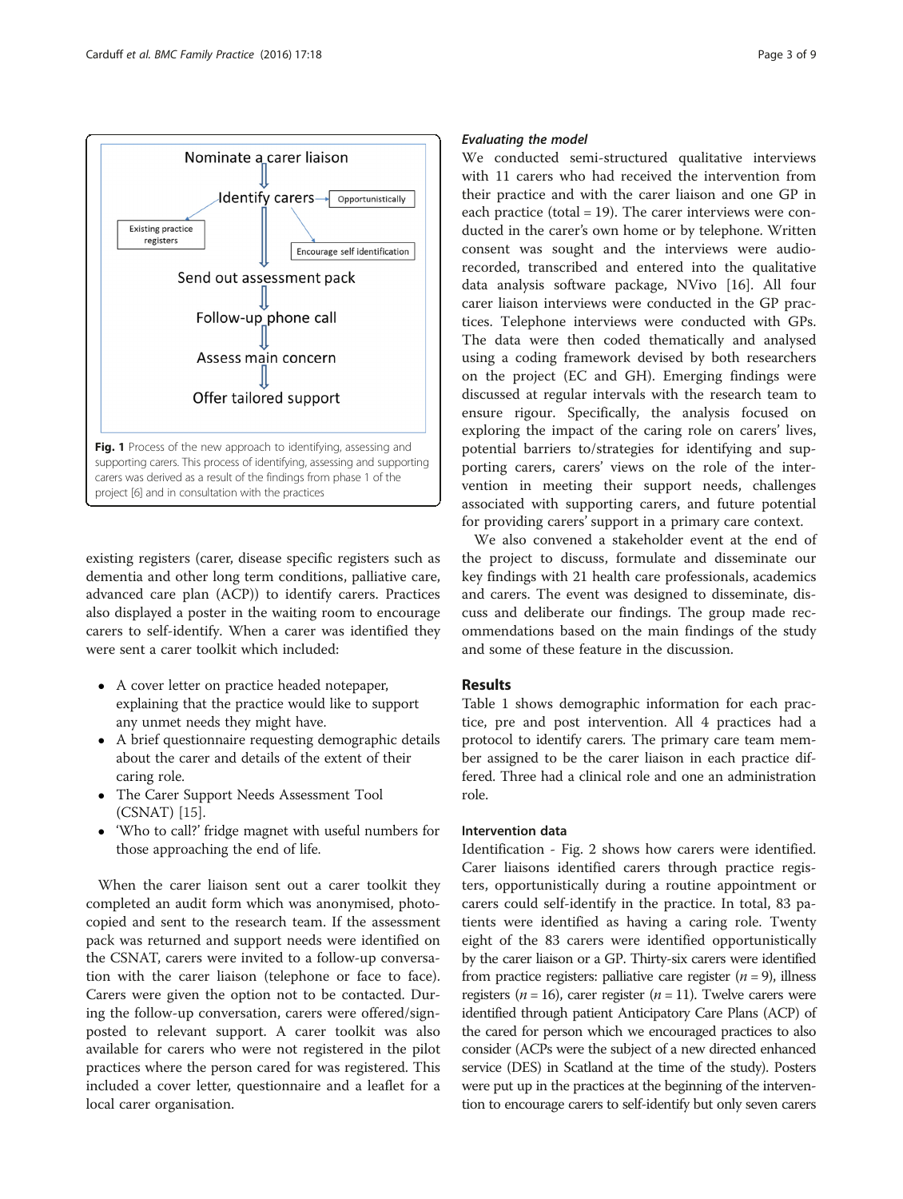Nominate a carer liaison

Identify carers → Opportunistically

Existing practice registers

Encourage self identification

Send out assessment pack

Follow-up phone call

Assess main concern

Offer tailored support

**Fig. 1** Process of the new approach to identifying, assessing and supporting carers. This process of identifying, assessing and supporting carers was derived as a result of the findings from phase 1 of the project [6] and in consultation with the practices

existing registers (carer, disease specific registers such as dementia and other long term conditions, palliative care, advanced care plan (ACP)) to identify carers. Practices also displayed a poster in the waiting room to encourage carers to self-identify. When a carer was identified they were sent a carer toolkit which included:

- A cover letter on practice headed notepaper, explaining that the practice would like to support any unmet needs they might have.
- A brief questionnaire requesting demographic details about the carer and details of the extent of their caring role.
- The Carer Support Needs Assessment Tool (CSNAT) [15].
- 'Who to call?' fridge magnet with useful numbers for those approaching the end of life.

When the carer liaison sent out a carer toolkit they completed an audit form which was anonymised, photocopied and sent to the research team. If the assessment pack was returned and support needs were identified on the CSNAT, carers were invited to a follow-up conversation with the carer liaison (telephone or face to face). Carers were given the option not to be contacted. During the follow-up conversation, carers were offered/signposted to relevant support. A carer toolkit was also available for carers who were not registered in the pilot practices where the person cared for was registered. This included a cover letter, questionnaire and a leaflet for a local carer organisation.

### *Evaluating the model*

We conducted semi-structured qualitative interviews with 11 carers who had received the intervention from their practice and with the carer liaison and one GP in each practice (total = 19). The carer interviews were conducted in the carer's own home or by telephone. Written consent was sought and the interviews were audio-recorded, transcribed and entered into the qualitative data analysis software package, NVivo [16]. All four carer liaison interviews were conducted in the GP practices. Telephone interviews were conducted with GPs. The data were then coded thematically and analysed using a coding framework devised by both researchers on the project (EC and GH). Emerging findings were discussed at regular intervals with the research team to ensure rigour. Specifically, the analysis focused on exploring the impact of the caring role on carers' lives, potential barriers to/strategies for identifying and supporting carers, carers' views on the role of the intervention in meeting their support needs, challenges associated with supporting carers, and future potential for providing carers' support in a primary care context.

We also convened a stakeholder event at the end of the project to discuss, formulate and disseminate our key findings with 21 health care professionals, academics and carers. The event was designed to disseminate, discuss and deliberate our findings. The group made recommendations based on the main findings of the study and some of these feature in the discussion.

## Results

Table 1 shows demographic information for each practice, pre and post intervention. All 4 practices had a protocol to identify carers. The primary care team member assigned to be the carer liaison in each practice differed. Three had a clinical role and one an administration role.

### Intervention data

Identification - Fig. 2 shows how carers were identified. Carer liaisons identified carers through practice registers, opportunistically during a routine appointment or carers could self-identify in the practice. In total, 83 patients were identified as having a caring role. Twenty eight of the 83 carers were identified opportunistically by the carer liaison or a GP. Thirty-six carers were identified from practice registers: palliative care register ($n = 9$), illness registers ($n = 16$), carer register ($n = 11$). Twelve carers were identified through patient Anticipatory Care Plans (ACP) of the cared for person which we encouraged practices to also consider (ACPs were the subject of a new directed enhanced service (DES) in Scotland at the time of the study). Posters were put up in the practices at the beginning of the intervention to encourage carers to self-identify but only seven carers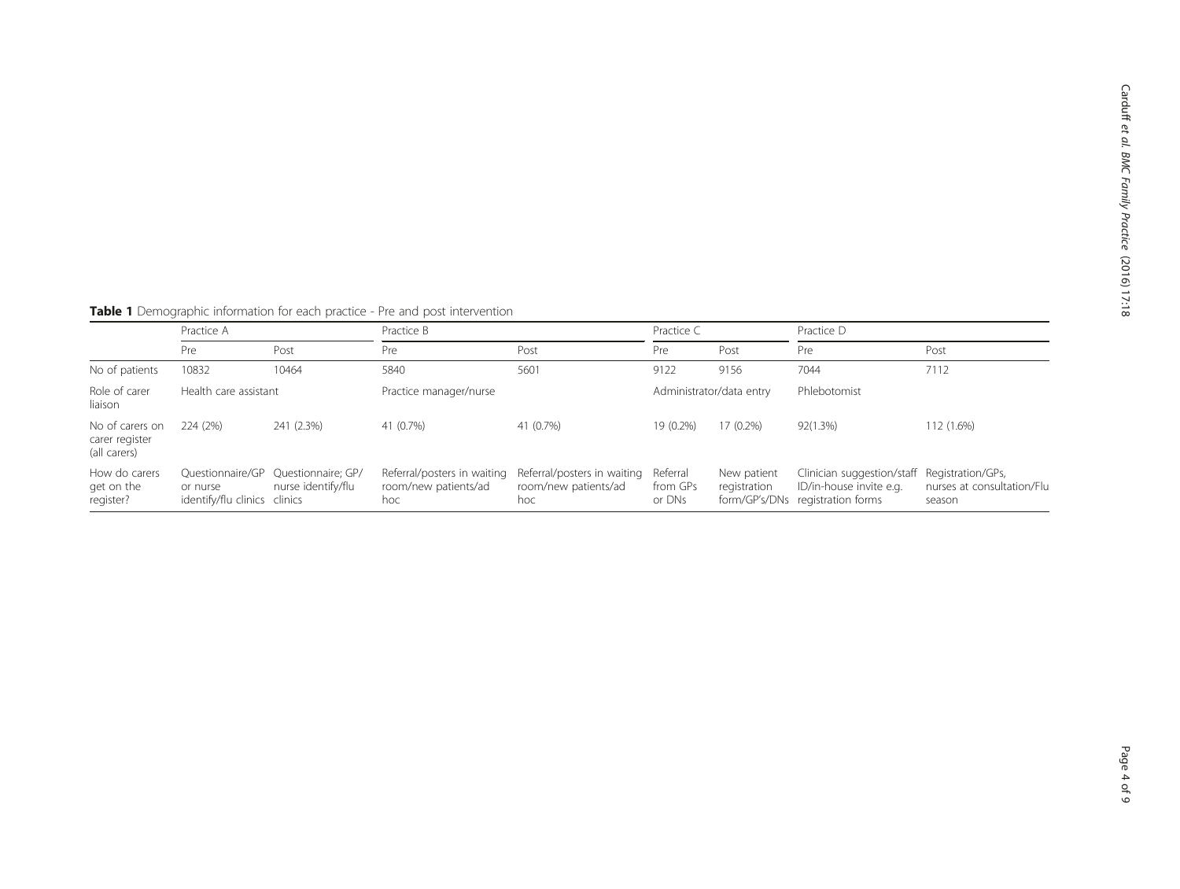**Table 1** Demographic information for each practice - Pre and post intervention

| | Practice A | | Practice B | | Practice C | | Practice D | |
|---|---|---|---|---|---|---|---|---|
| | Pre | Post | Pre | Post | Pre | Post | Pre | Post |
| No of patients | 10832 | 10464 | 5840 | 5601 | 9122 | 9156 | 7044 | 7112 |
| Role of carer liaison | Health care assistant | | Practice manager/nurse | | Administrator/data entry | | Phlebotomist | |
| No of carers on carer register (all carers) | 224 (2%) | 241 (2.3%) | 41 (0.7%) | 41 (0.7%) | 19 (0.2%) | 17 (0.2%) | 92(1.3%) | 112 (1.6%) |
| How do carers get on the register? | Questionnaire/GP or nurse identify/flu clinics | Questionnaire; GP/ nurse identify/flu clinics | Referral/posters in waiting room/new patients/ad hoc | Referral/posters in waiting room/new patients/ad hoc | Referral from GPs or DNs | New patient registration form/GP's/DNs | Clinician suggestion/staff ID/in-house invite e.g. registration forms | Registration/GPs, nurses at consultation/Flu season |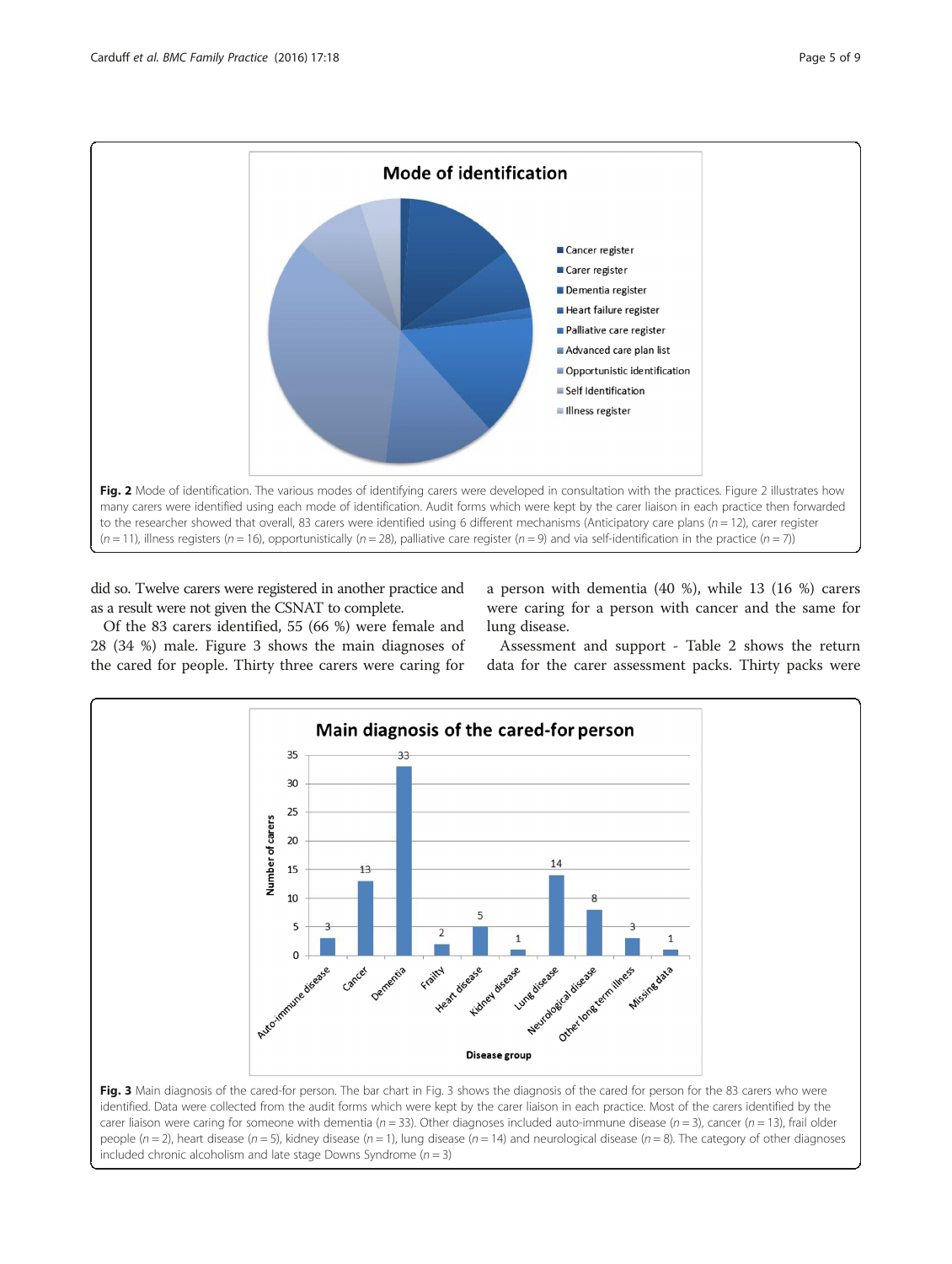**Fig. 2** Mode of identification. The various modes of identifying carers were developed in consultation with the practices. Figure 2 illustrates how many carers were identified using each mode of identification. Audit forms which were kept by the carer liaison in each practice then forwarded to the researcher showed that overall, 83 carers were identified using 6 different mechanisms (Anticipatory care plans (*n* = 12), carer register (*n* = 11), illness registers (*n* = 16), opportunistically (*n* = 28), palliative care register (*n* = 9) and via self-identification in the practice (*n* = 7))

did so. Twelve carers were registered in another practice and as a result were not given the CSNAT to complete.

Of the 83 carers identified, 55 (66 %) were female and 28 (34 %) male. Figure 3 shows the main diagnoses of the cared for people. Thirty three carers were caring for a person with dementia (40 %), while 13 (16 %) carers were caring for a person with cancer and the same for lung disease.

Assessment and support - Table 2 shows the return data for the carer assessment packs. Thirty packs were

**Fig. 3** Main diagnosis of the cared-for person. The bar chart in Fig. 3 shows the diagnosis of the cared for person for the 83 carers who were identified. Data were collected from the audit forms which were kept by the carer liaison in each practice. Most of the carers identified by the carer liaison were caring for someone with dementia (*n* = 33). Other diagnoses included auto-immune disease (*n* = 3), cancer (*n* = 13), frail older people (*n* = 2), heart disease (*n* = 5), kidney disease (*n* = 1), lung disease (*n* = 14) and neurological disease (*n* = 8). The category of other diagnoses included chronic alcoholism and late stage Downs Syndrome (*n* = 3)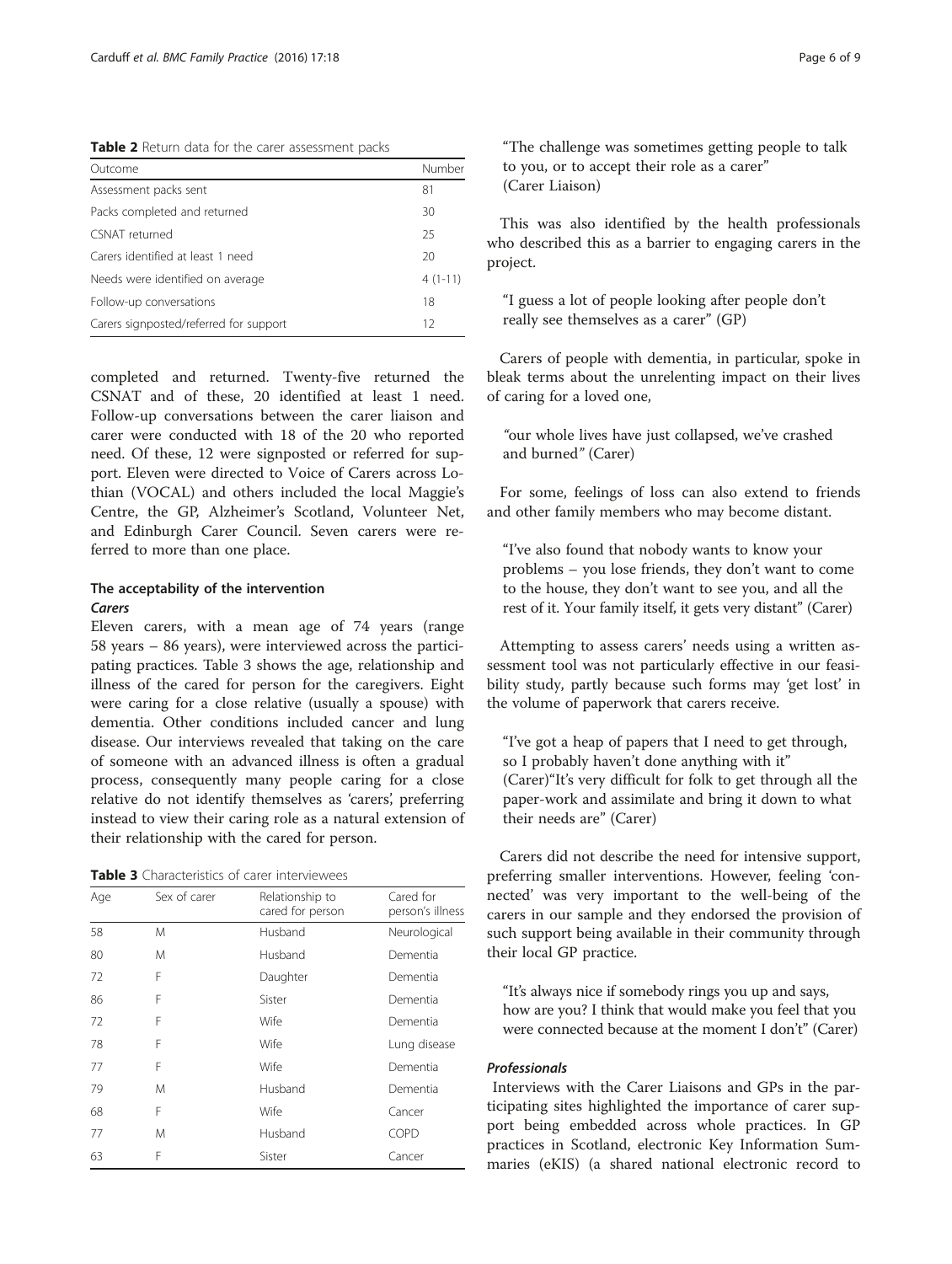**Table 2** Return data for the carer assessment packs

| Outcome | Number |
|---|---|
| Assessment packs sent | 81 |
| Packs completed and returned | 30 |
| CSNAT returned | 25 |
| Carers identified at least 1 need | 20 |
| Needs were identified on average | 4 (1-11) |
| Follow-up conversations | 18 |
| Carers signposted/referred for support | 12 |

completed and returned. Twenty-five returned the CSNAT and of these, 20 identified at least 1 need. Follow-up conversations between the carer liaison and carer were conducted with 18 of the 20 who reported need. Of these, 12 were signposted or referred for support. Eleven were directed to Voice of Carers across Lothian (VOCAL) and others included the local Maggie's Centre, the GP, Alzheimer's Scotland, Volunteer Net, and Edinburgh Carer Council. Seven carers were referred to more than one place.

### The acceptability of the intervention

#### *Carers*

Eleven carers, with a mean age of 74 years (range 58 years – 86 years), were interviewed across the participating practices. Table 3 shows the age, relationship and illness of the cared for person for the caregivers. Eight were caring for a close relative (usually a spouse) with dementia. Other conditions included cancer and lung disease. Our interviews revealed that taking on the care of someone with an advanced illness is often a gradual process, consequently many people caring for a close relative do not identify themselves as 'carers', preferring instead to view their caring role as a natural extension of their relationship with the cared for person.

**Table 3** Characteristics of carer interviewees

| Age | Sex of carer | Relationship to cared for person | Cared for person's illness |
|---|---|---|---|
| 58 | M | Husband | Neurological |
| 80 | M | Husband | Dementia |
| 72 | F | Daughter | Dementia |
| 86 | F | Sister | Dementia |
| 72 | F | Wife | Dementia |
| 78 | F | Wife | Lung disease |
| 77 | F | Wife | Dementia |
| 79 | M | Husband | Dementia |
| 68 | F | Wife | Cancer |
| 77 | M | Husband | COPD |
| 63 | F | Sister | Cancer |

> "The challenge was sometimes getting people to talk to you, or to accept their role as a carer" (Carer Liaison)

This was also identified by the health professionals who described this as a barrier to engaging carers in the project.

> "I guess a lot of people looking after people don't really see themselves as a carer" (GP)

Carers of people with dementia, in particular, spoke in bleak terms about the unrelenting impact on their lives of caring for a loved one,

> "our whole lives have just collapsed, we've crashed and burned" (Carer)

For some, feelings of loss can also extend to friends and other family members who may become distant.

> "I've also found that nobody wants to know your problems – you lose friends, they don't want to come to the house, they don't want to see you, and all the rest of it. Your family itself, it gets very distant" (Carer)

Attempting to assess carers' needs using a written assessment tool was not particularly effective in our feasibility study, partly because such forms may 'get lost' in the volume of paperwork that carers receive.

> "I've got a heap of papers that I need to get through, so I probably haven't done anything with it" (Carer)"It's very difficult for folk to get through all the paper-work and assimilate and bring it down to what their needs are" (Carer)

Carers did not describe the need for intensive support, preferring smaller interventions. However, feeling 'connected' was very important to the well-being of the carers in our sample and they endorsed the provision of such support being available in their community through their local GP practice.

> "It's always nice if somebody rings you up and says, how are you? I think that would make you feel that you were connected because at the moment I don't" (Carer)

#### *Professionals*

Interviews with the Carer Liaisons and GPs in the participating sites highlighted the importance of carer support being embedded across whole practices. In GP practices in Scotland, electronic Key Information Summaries (eKIS) (a shared national electronic record to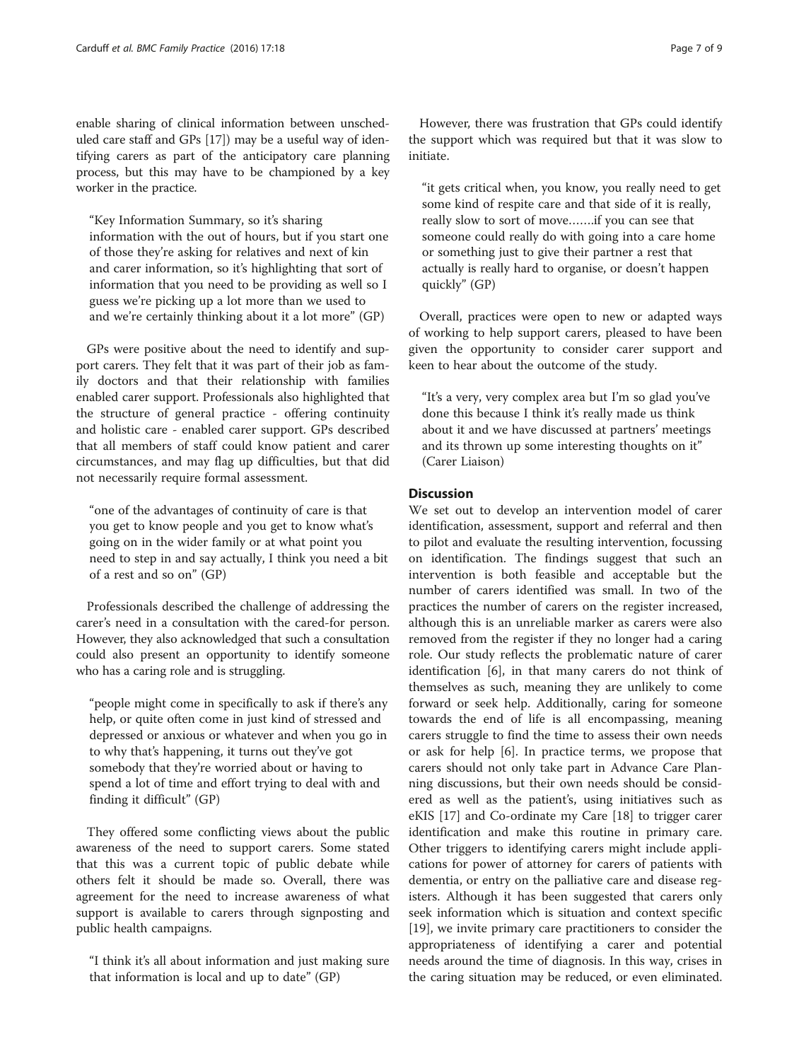enable sharing of clinical information between unscheduled care staff and GPs [17]) may be a useful way of identifying carers as part of the anticipatory care planning process, but this may have to be championed by a key worker in the practice.

> "Key Information Summary, so it's sharing information with the out of hours, but if you start one of those they're asking for relatives and next of kin and carer information, so it's highlighting that sort of information that you need to be providing as well so I guess we're picking up a lot more than we used to and we're certainly thinking about it a lot more" (GP)

GPs were positive about the need to identify and support carers. They felt that it was part of their job as family doctors and that their relationship with families enabled carer support. Professionals also highlighted that the structure of general practice - offering continuity and holistic care - enabled carer support. GPs described that all members of staff could know patient and carer circumstances, and may flag up difficulties, but that did not necessarily require formal assessment.

> "one of the advantages of continuity of care is that you get to know people and you get to know what's going on in the wider family or at what point you need to step in and say actually, I think you need a bit of a rest and so on" (GP)

Professionals described the challenge of addressing the carer's need in a consultation with the cared-for person. However, they also acknowledged that such a consultation could also present an opportunity to identify someone who has a caring role and is struggling.

> "people might come in specifically to ask if there's any help, or quite often come in just kind of stressed and depressed or anxious or whatever and when you go in to why that's happening, it turns out they've got somebody that they're worried about or having to spend a lot of time and effort trying to deal with and finding it difficult" (GP)

They offered some conflicting views about the public awareness of the need to support carers. Some stated that this was a current topic of public debate while others felt it should be made so. Overall, there was agreement for the need to increase awareness of what support is available to carers through signposting and public health campaigns.

> "I think it's all about information and just making sure that information is local and up to date" (GP)

However, there was frustration that GPs could identify the support which was required but that it was slow to initiate.

> "it gets critical when, you know, you really need to get some kind of respite care and that side of it is really, really slow to sort of move…….if you can see that someone could really do with going into a care home or something just to give their partner a rest that actually is really hard to organise, or doesn't happen quickly" (GP)

Overall, practices were open to new or adapted ways of working to help support carers, pleased to have been given the opportunity to consider carer support and keen to hear about the outcome of the study.

> "It's a very, very complex area but I'm so glad you've done this because I think it's really made us think about it and we have discussed at partners' meetings and its thrown up some interesting thoughts on it" (Carer Liaison)

## Discussion

We set out to develop an intervention model of carer identification, assessment, support and referral and then to pilot and evaluate the resulting intervention, focussing on identification. The findings suggest that such an intervention is both feasible and acceptable but the number of carers identified was small. In two of the practices the number of carers on the register increased, although this is an unreliable marker as carers were also removed from the register if they no longer had a caring role. Our study reflects the problematic nature of carer identification [6], in that many carers do not think of themselves as such, meaning they are unlikely to come forward or seek help. Additionally, caring for someone towards the end of life is all encompassing, meaning carers struggle to find the time to assess their own needs or ask for help [6]. In practice terms, we propose that carers should not only take part in Advance Care Planning discussions, but their own needs should be considered as well as the patient's, using initiatives such as eKIS [17] and Co-ordinate my Care [18] to trigger carer identification and make this routine in primary care. Other triggers to identifying carers might include applications for power of attorney for carers of patients with dementia, or entry on the palliative care and disease registers. Although it has been suggested that carers only seek information which is situation and context specific [19], we invite primary care practitioners to consider the appropriateness of identifying a carer and potential needs around the time of diagnosis. In this way, crises in the caring situation may be reduced, or even eliminated.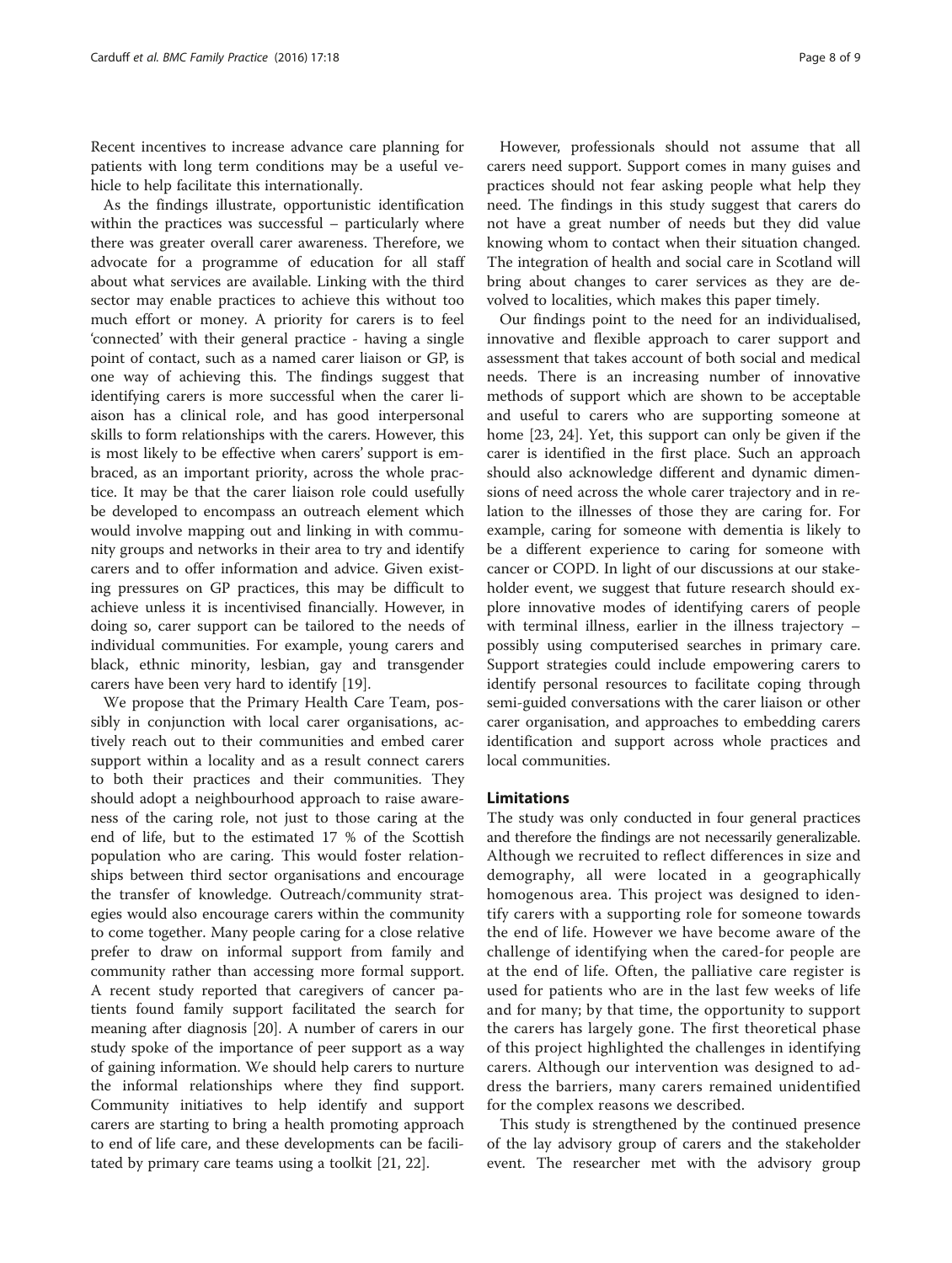Recent incentives to increase advance care planning for patients with long term conditions may be a useful vehicle to help facilitate this internationally.

As the findings illustrate, opportunistic identification within the practices was successful – particularly where there was greater overall carer awareness. Therefore, we advocate for a programme of education for all staff about what services are available. Linking with the third sector may enable practices to achieve this without too much effort or money. A priority for carers is to feel 'connected' with their general practice - having a single point of contact, such as a named carer liaison or GP, is one way of achieving this. The findings suggest that identifying carers is more successful when the carer liaison has a clinical role, and has good interpersonal skills to form relationships with the carers. However, this is most likely to be effective when carers' support is embraced, as an important priority, across the whole practice. It may be that the carer liaison role could usefully be developed to encompass an outreach element which would involve mapping out and linking in with community groups and networks in their area to try and identify carers and to offer information and advice. Given existing pressures on GP practices, this may be difficult to achieve unless it is incentivised financially. However, in doing so, carer support can be tailored to the needs of individual communities. For example, young carers and black, ethnic minority, lesbian, gay and transgender carers have been very hard to identify [19].

We propose that the Primary Health Care Team, possibly in conjunction with local carer organisations, actively reach out to their communities and embed carer support within a locality and as a result connect carers to both their practices and their communities. They should adopt a neighbourhood approach to raise awareness of the caring role, not just to those caring at the end of life, but to the estimated 17 % of the Scottish population who are caring. This would foster relationships between third sector organisations and encourage the transfer of knowledge. Outreach/community strategies would also encourage carers within the community to come together. Many people caring for a close relative prefer to draw on informal support from family and community rather than accessing more formal support. A recent study reported that caregivers of cancer patients found family support facilitated the search for meaning after diagnosis [20]. A number of carers in our study spoke of the importance of peer support as a way of gaining information. We should help carers to nurture the informal relationships where they find support. Community initiatives to help identify and support carers are starting to bring a health promoting approach to end of life care, and these developments can be facilitated by primary care teams using a toolkit [21, 22].

However, professionals should not assume that all carers need support. Support comes in many guises and practices should not fear asking people what help they need. The findings in this study suggest that carers do not have a great number of needs but they did value knowing whom to contact when their situation changed. The integration of health and social care in Scotland will bring about changes to carer services as they are devolved to localities, which makes this paper timely.

Our findings point to the need for an individualised, innovative and flexible approach to carer support and assessment that takes account of both social and medical needs. There is an increasing number of innovative methods of support which are shown to be acceptable and useful to carers who are supporting someone at home [23, 24]. Yet, this support can only be given if the carer is identified in the first place. Such an approach should also acknowledge different and dynamic dimensions of need across the whole carer trajectory and in relation to the illnesses of those they are caring for. For example, caring for someone with dementia is likely to be a different experience to caring for someone with cancer or COPD. In light of our discussions at our stakeholder event, we suggest that future research should explore innovative modes of identifying carers of people with terminal illness, earlier in the illness trajectory – possibly using computerised searches in primary care. Support strategies could include empowering carers to identify personal resources to facilitate coping through semi-guided conversations with the carer liaison or other carer organisation, and approaches to embedding carers identification and support across whole practices and local communities.

## Limitations

The study was only conducted in four general practices and therefore the findings are not necessarily generalizable. Although we recruited to reflect differences in size and demography, all were located in a geographically homogenous area. This project was designed to identify carers with a supporting role for someone towards the end of life. However we have become aware of the challenge of identifying when the cared-for people are at the end of life. Often, the palliative care register is used for patients who are in the last few weeks of life and for many; by that time, the opportunity to support the carers has largely gone. The first theoretical phase of this project highlighted the challenges in identifying carers. Although our intervention was designed to address the barriers, many carers remained unidentified for the complex reasons we described.

This study is strengthened by the continued presence of the lay advisory group of carers and the stakeholder event. The researcher met with the advisory group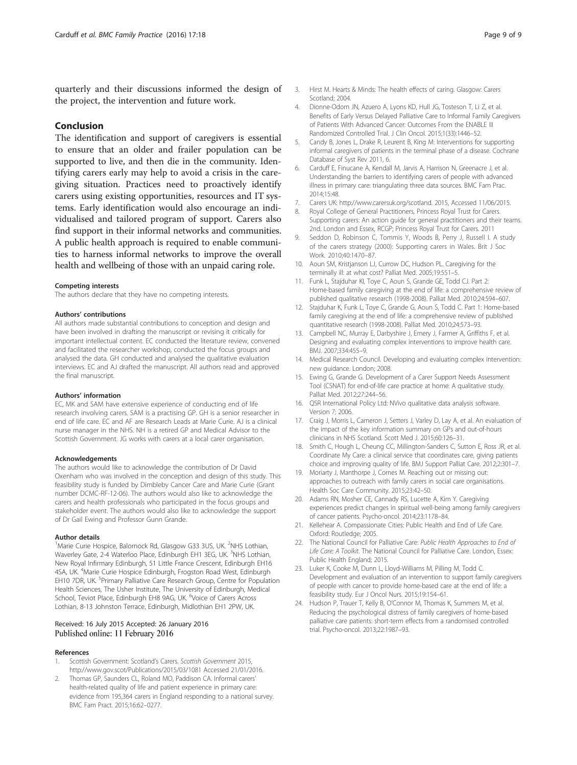quarterly and their discussions informed the design of the project, the intervention and future work.

## Conclusion

The identification and support of caregivers is essential to ensure that an older and frailer population can be supported to live, and then die in the community. Identifying carers early may help to avoid a crisis in the caregiving situation. Practices need to proactively identify carers using existing opportunities, resources and IT systems. Early identification would also encourage an individualised and tailored program of support. Carers also find support in their informal networks and communities. A public health approach is required to enable communities to harness informal networks to improve the overall health and wellbeing of those with an unpaid caring role.

#### Competing interests

The authors declare that they have no competing interests.

#### Authors' contributions

All authors made substantial contributions to conception and design and have been involved in drafting the manuscript or revising it critically for important intellectual content. EC conducted the literature review, convened and facilitated the researcher workshop, conducted the focus groups and analysed the data. GH conducted and analysed the qualitative evaluation interviews. EC and AJ drafted the manuscript. All authors read and approved the final manuscript.

#### Authors' information

EC, MK and SAM have extensive experience of conducting end of life research involving carers. SAM is a practising GP. GH is a senior researcher in end of life care. EC and AF are Research Leads at Marie Curie. AJ is a clinical nurse manager in the NHS. NH is a retired GP and Medical Advisor to the Scottish Government. JG works with carers at a local carer organisation.

#### Acknowledgements

The authors would like to acknowledge the contribution of Dr David Oxenham who was involved in the conception and design of this study. This feasibility study is funded by Dimbleby Cancer Care and Marie Curie (Grant number DCMC-RF-12-06). The authors would also like to acknowledge the carers and health professionals who participated in the focus groups and stakeholder event. The authors would also like to acknowledge the support of Dr Gail Ewing and Professor Gunn Grande.

#### Author details

[1]Marie Curie Hospice, Balornock Rd, Glasgow G33 3US, UK. [2]NHS Lothian, Waverley Gate, 2-4 Waterloo Place, Edinburgh EH1 3EG, UK. [3]NHS Lothian, New Royal Infirmary Edinburgh, 51 Little France Crescent, Edinburgh EH16 4SA, UK. [4]Marie Curie Hospice Edinburgh, Frogston Road West, Edinburgh EH10 7DR, UK. [5]Primary Palliative Care Research Group, Centre for Population Health Sciences, The Usher Institute, The University of Edinburgh, Medical School, Teviot Place, Edinburgh EH8 9AG, UK. [6]Voice of Carers Across Lothian, 8-13 Johnston Terrace, Edinburgh, Midlothian EH1 2PW, UK.

Received: 16 July 2015 Accepted: 26 January 2016
Published online: 11 February 2016

#### References

1. Scottish Government: Scotland's Carers. *Scottish Government* 2015, http://www.gov.scot/Publications/2015/03/1081 Accessed 21/01/2016.
2. Thomas GP, Saunders CL, Roland MO, Paddison CA. Informal carers' health-related quality of life and patient experience in primary care: evidence from 195,364 carers in England responding to a national survey. BMC Fam Pract. 2015;16:62–0277.
3. Hirst M. Hearts & Minds: The health effects of caring. Glasgow: Carers Scotland; 2004.
4. Dionne-Odom JN, Azuero A, Lyons KD, Hull JG, Tosteson T, Li Z, et al. Benefits of Early Versus Delayed Palliative Care to Informal Family Caregivers of Patients With Advanced Cancer: Outcomes From the ENABLE III Randomized Controlled Trial. J Clin Oncol. 2015;1(33):1446–52.
5. Candy B, Jones L, Drake R, Leurent B, King M: Interventions for supporting informal caregivers of patients in the terminal phase of a disease. Cochrane Database of Syst Rev 2011, 6.
6. Carduff E, Finucane A, Kendall M, Jarvis A, Harrison N, Greenacre J, et al. Understanding the barriers to identifying carers of people with advanced illness in primary care: triangulating three data sources. BMC Fam Prac. 2014;15:48.
7. Carers UK: http://www.carersuk.org/scotland. 2015, Accessed 11/06/2015.
8. Royal College of General Practitioners, Princess Royal Trust for Carers. Supporting carers: An action guide for general practitioners and their teams. 2nd. London and Essex, RCGP; Princess Royal Trust for Carers. 2011
9. Seddon D, Robinson C, Tommis Y, Woods B, Perry J, Russell I. A study of the carers strategy (2000): Supporting carers in Wales. Brit J Soc Work. 2010;40:1470–87.
10. Aoun SM, Kristjanson LJ, Currow DC, Hudson PL. Caregiving for the terminally ill: at what cost? Palliat Med. 2005;19:551–5.
11. Funk L, Stajduhar KI, Toye C, Aoun S, Grande GE, Todd CJ. Part 2: Home-based family caregiving at the end of life: a comprehensive review of published qualitative research (1998-2008). Palliat Med. 2010;24:594–607.
12. Stajduhar K, Funk L, Toye C, Grande G, Aoun S, Todd C. Part 1: Home-based family caregiving at the end of life: a comprehensive review of published quantitative research (1998-2008). Palliat Med. 2010;24:573–93.
13. Campbell NC, Murray E, Darbyshire J, Emery J, Farmer A, Griffiths F, et al. Designing and evaluating complex interventions to improve health care. BMJ. 2007;334:455–9.
14. Medical Research Council. Developing and evaluating complex intervention: new guidance. London; 2008.
15. Ewing G, Grande G. Development of a Carer Support Needs Assessment Tool (CSNAT) for end-of-life care practice at home: A qualitative study. Palliat Med. 2012;27:244–56.
16. QSR International Policy Ltd: NVivo qualitative data analysis software. Version 7; 2006.
17. Craig J, Morris L, Cameron J, Setters J, Varley D, Lay A, et al. An evaluation of the impact of the key information summary on GPs and out-of-hours clinicians in NHS Scotland. Scott Med J. 2015;60:126–31.
18. Smith C, Hough L, Cheung CC, Millington-Sanders C, Sutton E, Ross JR, et al. Coordinate My Care: a clinical service that coordinates care, giving patients choice and improving quality of life. BMJ Support Palliat Care. 2012;2:301–7.
19. Moriarty J, Manthorpe J, Cornes M. Reaching out or missing out: approaches to outreach with family carers in social care organisations. Health Soc Care Community. 2015;23:42–50.
20. Adams RN, Mosher CE, Cannady RS, Lucette A, Kim Y. Caregiving experiences predict changes in spiritual well-being among family caregivers of cancer patients. Psycho-oncol. 2014;23:1178–84.
21. Kellehear A. Compassionate Cities: Public Health and End of Life Care. Oxford: Routledge; 2005.
22. The National Council for Palliative Care: *Public Health Approaches to End of Life Care: A Toolkit*. The National Council for Palliative Care. London, Essex: Public Health England; 2015.
23. Luker K, Cooke M, Dunn L, Lloyd-Williams M, Pilling M, Todd C. Development and evaluation of an intervention to support family caregivers of people with cancer to provide home-based care at the end of life: a feasibility study. Eur J Oncol Nurs. 2015;19:154–61.
24. Hudson P, Trauer T, Kelly B, O'Connor M, Thomas K, Summers M, et al. Reducing the psychological distress of family caregivers of home-based palliative care patients: short-term effects from a randomised controlled trial. Psycho-oncol. 2013;22:1987–93.